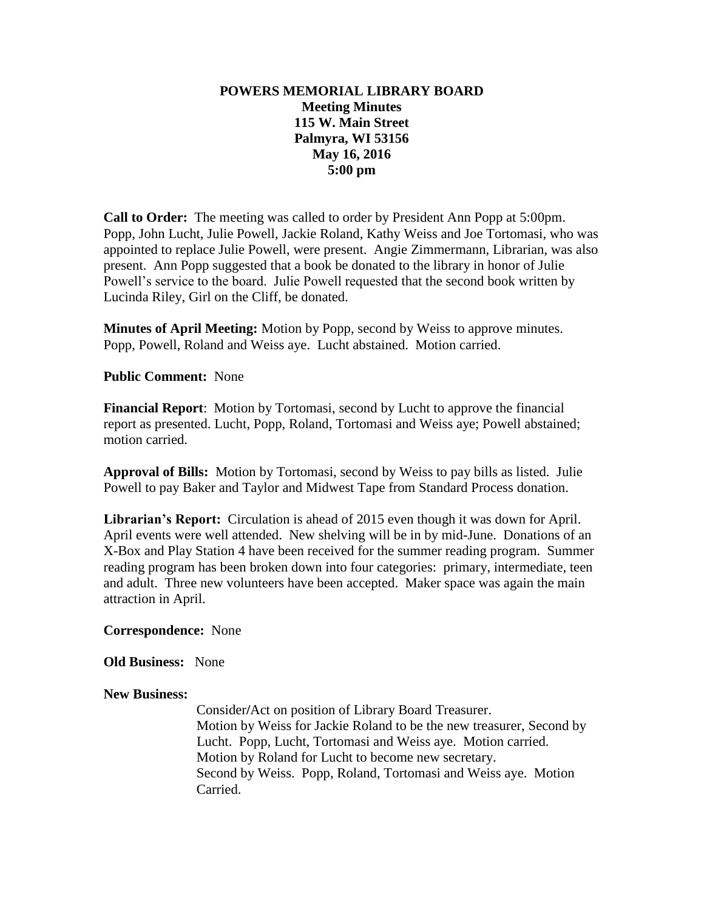**POWERS MEMORIAL LIBRARY BOARD**
**Meeting Minutes**
**115 W. Main Street**
**Palmyra, WI 53156**
**May 16, 2016**
**5:00 pm**

**Call to Order:** The meeting was called to order by President Ann Popp at 5:00pm. Popp, John Lucht, Julie Powell, Jackie Roland, Kathy Weiss and Joe Tortomasi, who was appointed to replace Julie Powell, were present. Angie Zimmermann, Librarian, was also present. Ann Popp suggested that a book be donated to the library in honor of Julie Powell's service to the board. Julie Powell requested that the second book written by Lucinda Riley, Girl on the Cliff, be donated.

**Minutes of April Meeting:** Motion by Popp, second by Weiss to approve minutes. Popp, Powell, Roland and Weiss aye. Lucht abstained. Motion carried.

**Public Comment:** None

**Financial Report**: Motion by Tortomasi, second by Lucht to approve the financial report as presented. Lucht, Popp, Roland, Tortomasi and Weiss aye; Powell abstained; motion carried.

**Approval of Bills:** Motion by Tortomasi, second by Weiss to pay bills as listed. Julie Powell to pay Baker and Taylor and Midwest Tape from Standard Process donation.

**Librarian's Report:** Circulation is ahead of 2015 even though it was down for April. April events were well attended. New shelving will be in by mid-June. Donations of an X-Box and Play Station 4 have been received for the summer reading program. Summer reading program has been broken down into four categories: primary, intermediate, teen and adult. Three new volunteers have been accepted. Maker space was again the main attraction in April.

**Correspondence:** None

**Old Business:** None

**New Business:**

Consider/Act on position of Library Board Treasurer.
Motion by Weiss for Jackie Roland to be the new treasurer, Second by Lucht. Popp, Lucht, Tortomasi and Weiss aye. Motion carried.
Motion by Roland for Lucht to become new secretary.
Second by Weiss. Popp, Roland, Tortomasi and Weiss aye. Motion Carried.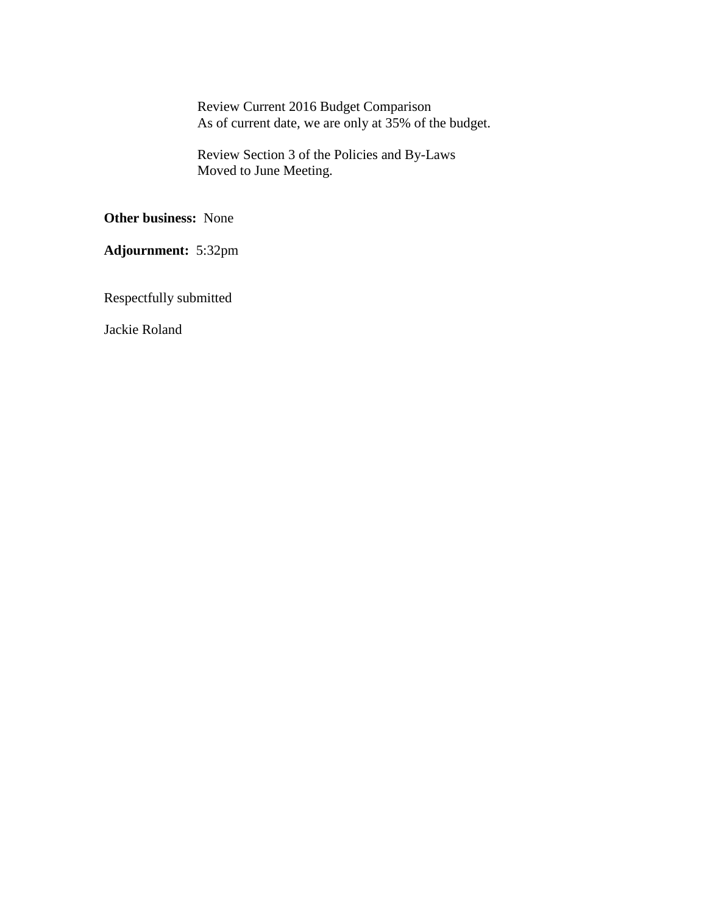Review Current 2016 Budget Comparison
As of current date, we are only at 35% of the budget.

Review Section 3 of the Policies and By-Laws
Moved to June Meeting.

**Other business:** None

**Adjournment:** 5:32pm

Respectfully submitted

Jackie Roland